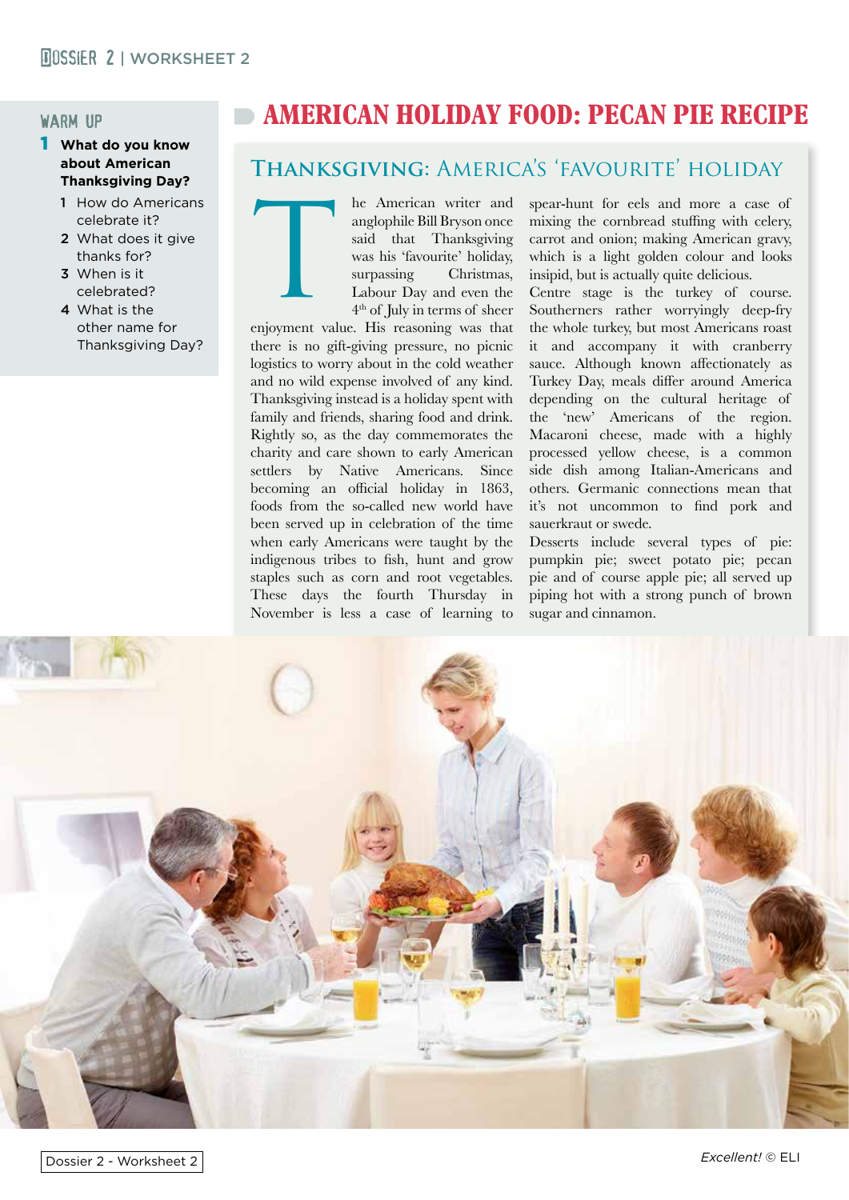# AMERICAN HOLIDAY FOOD: PECAN PIE RECIPE

## WARM UP

**1 What do you know about American Thanksgiving Day?**

1. How do Americans celebrate it?
2. What does it give thanks for?
3. When is it celebrated?
4. What is the other name for Thanksgiving Day?

## THANKSGIVING: AMERICA'S 'FAVOURITE' HOLIDAY

The American writer and anglophile Bill Bryson once said that Thanksgiving was his 'favourite' holiday, surpassing Christmas, Labour Day and even the 4th of July in terms of sheer enjoyment value. His reasoning was that there is no gift-giving pressure, no picnic logistics to worry about in the cold weather and no wild expense involved of any kind. Thanksgiving instead is a holiday spent with family and friends, sharing food and drink. Rightly so, as the day commemorates the charity and care shown to early American settlers by Native Americans. Since becoming an official holiday in 1863, foods from the so-called new world have been served up in celebration of the time when early Americans were taught by the indigenous tribes to fish, hunt and grow staples such as corn and root vegetables. These days the fourth Thursday in November is less a case of learning to spear-hunt for eels and more a case of mixing the cornbread stuffing with celery, carrot and onion; making American gravy, which is a light golden colour and looks insipid, but is actually quite delicious.

Centre stage is the turkey of course. Southerners rather worryingly deep-fry the whole turkey, but most Americans roast it and accompany it with cranberry sauce. Although known affectionately as Turkey Day, meals differ around America depending on the cultural heritage of the 'new' Americans of the region. Macaroni cheese, made with a highly processed yellow cheese, is a common side dish among Italian-Americans and others. Germanic connections mean that it's not uncommon to find pork and sauerkraut or swede.

Desserts include several types of pie: pumpkin pie; sweet potato pie; pecan pie and of course apple pie; all served up piping hot with a strong punch of brown sugar and cinnamon.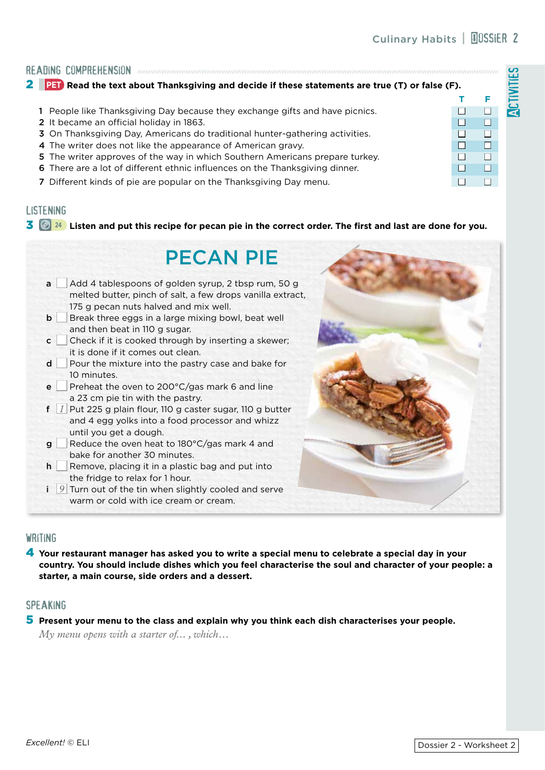## READING COMPREHENSION

**2** PET **Read the text about Thanksgiving and decide if these statements are true (T) or false (F).**

| | | T | F |
|---|---|---|---|
| 1 | People like Thanksgiving Day because they exchange gifts and have picnics. | ☐ | ☐ |
| 2 | It became an official holiday in 1863. | ☐ | ☐ |
| 3 | On Thanksgiving Day, Americans do traditional hunter-gathering activities. | ☐ | ☐ |
| 4 | The writer does not like the appearance of American gravy. | ☐ | ☐ |
| 5 | The writer approves of the way in which Southern Americans prepare turkey. | ☐ | ☐ |
| 6 | There are a lot of different ethnic influences on the Thanksgiving dinner. | ☐ | ☐ |
| 7 | Different kinds of pie are popular on the Thanksgiving Day menu. | ☐ | ☐ |

## LISTENING

**3** 24 **Listen and put this recipe for pecan pie in the correct order. The first and last are done for you.**

### PECAN PIE

- **a** ☐ Add 4 tablespoons of golden syrup, 2 tbsp rum, 50 g melted butter, pinch of salt, a few drops vanilla extract, 175 g pecan nuts halved and mix well.
- **b** ☐ Break three eggs in a large mixing bowl, beat well and then beat in 110 g sugar.
- **c** ☐ Check if it is cooked through by inserting a skewer; it is done if it comes out clean.
- **d** ☐ Pour the mixture into the pastry case and bake for 10 minutes.
- **e** ☐ Preheat the oven to 200°C/gas mark 6 and line a 23 cm pie tin with the pastry.
- **f** *1* Put 225 g plain flour, 110 g caster sugar, 110 g butter and 4 egg yolks into a food processor and whizz until you get a dough.
- **g** ☐ Reduce the oven heat to 180°C/gas mark 4 and bake for another 30 minutes.
- **h** ☐ Remove, placing it in a plastic bag and put into the fridge to relax for 1 hour.
- **i** *9* Turn out of the tin when slightly cooled and serve warm or cold with ice cream or cream.

## WRITING

**4** **Your restaurant manager has asked you to write a special menu to celebrate a special day in your country. You should include dishes which you feel characterise the soul and character of your people: a starter, a main course, side orders and a dessert.**

## SPEAKING

**5** **Present your menu to the class and explain why you think each dish characterises your people.**

*My menu opens with a starter of… , which…*